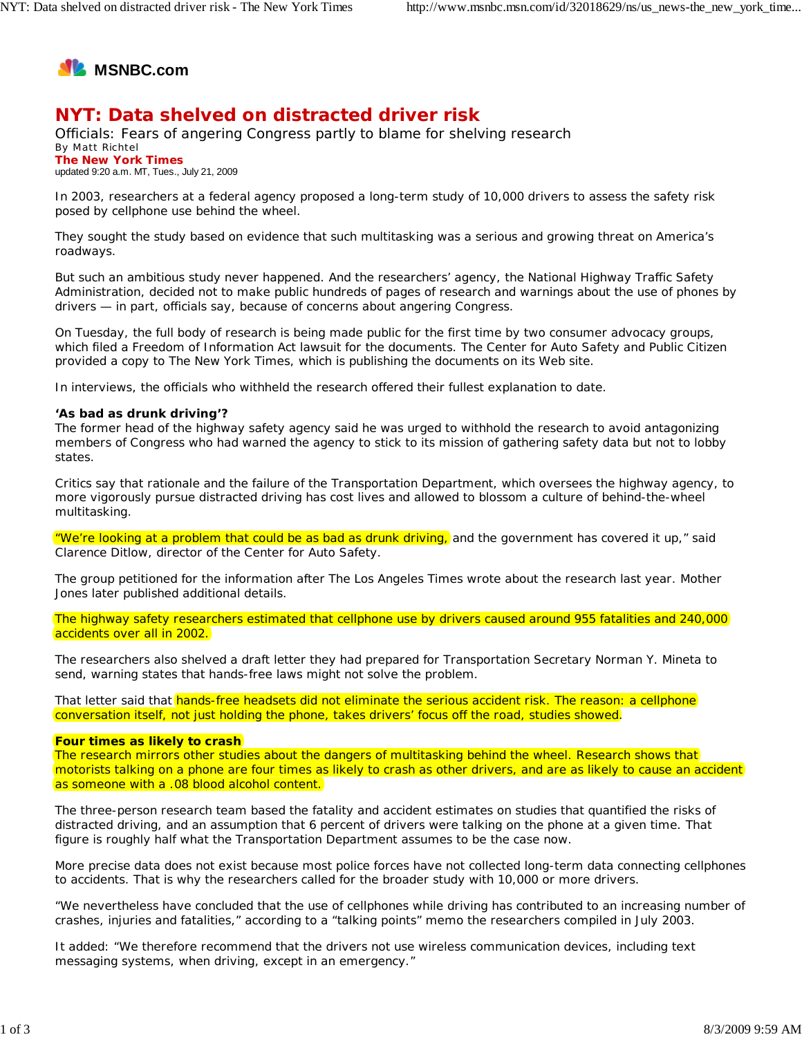MSNBC.com

# NYT: Data shelved on distracted driver risk

Officials: Fears of angering Congress partly to blame for shelving research

By Matt Richtel

**The New York Times**

updated 9:20 a.m. MT, Tues., July 21, 2009

In 2003, researchers at a federal agency proposed a long-term study of 10,000 drivers to assess the safety risk posed by cellphone use behind the wheel.

They sought the study based on evidence that such multitasking was a serious and growing threat on America's roadways.

But such an ambitious study never happened. And the researchers' agency, the National Highway Traffic Safety Administration, decided not to make public hundreds of pages of research and warnings about the use of phones by drivers — in part, officials say, because of concerns about angering Congress.

On Tuesday, the full body of research is being made public for the first time by two consumer advocacy groups, which filed a Freedom of Information Act lawsuit for the documents. The Center for Auto Safety and Public Citizen provided a copy to The New York Times, which is publishing the documents on its Web site.

In interviews, the officials who withheld the research offered their fullest explanation to date.

**'As bad as drunk driving'?**

The former head of the highway safety agency said he was urged to withhold the research to avoid antagonizing members of Congress who had warned the agency to stick to its mission of gathering safety data but not to lobby states.

Critics say that rationale and the failure of the Transportation Department, which oversees the highway agency, to more vigorously pursue distracted driving has cost lives and allowed to blossom a culture of behind-the-wheel multitasking.

"We're looking at a problem that could be as bad as drunk driving, and the government has covered it up," said Clarence Ditlow, director of the Center for Auto Safety.

The group petitioned for the information after The Los Angeles Times wrote about the research last year. Mother Jones later published additional details.

The highway safety researchers estimated that cellphone use by drivers caused around 955 fatalities and 240,000 accidents over all in 2002.

The researchers also shelved a draft letter they had prepared for Transportation Secretary Norman Y. Mineta to send, warning states that hands-free laws might not solve the problem.

That letter said that hands-free headsets did not eliminate the serious accident risk. The reason: a cellphone conversation itself, not just holding the phone, takes drivers' focus off the road, studies showed.

**Four times as likely to crash**

The research mirrors other studies about the dangers of multitasking behind the wheel. Research shows that motorists talking on a phone are four times as likely to crash as other drivers, and are as likely to cause an accident as someone with a .08 blood alcohol content.

The three-person research team based the fatality and accident estimates on studies that quantified the risks of distracted driving, and an assumption that 6 percent of drivers were talking on the phone at a given time. That figure is roughly half what the Transportation Department assumes to be the case now.

More precise data does not exist because most police forces have not collected long-term data connecting cellphones to accidents. That is why the researchers called for the broader study with 10,000 or more drivers.

"We nevertheless have concluded that the use of cellphones while driving has contributed to an increasing number of crashes, injuries and fatalities," according to a "talking points" memo the researchers compiled in July 2003.

It added: "We therefore recommend that the drivers not use wireless communication devices, including text messaging systems, when driving, except in an emergency."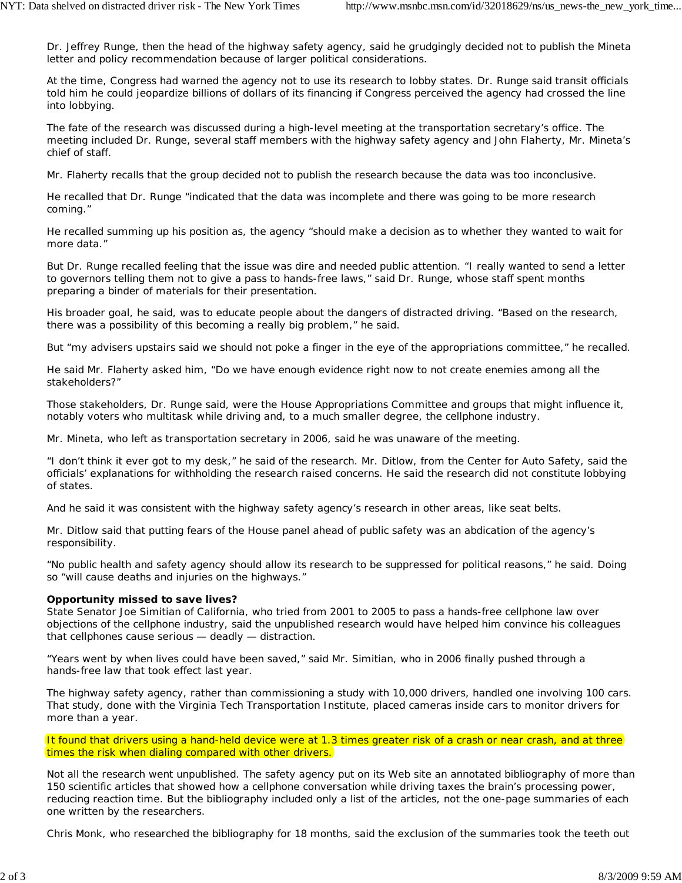Dr. Jeffrey Runge, then the head of the highway safety agency, said he grudgingly decided not to publish the Mineta letter and policy recommendation because of larger political considerations.

At the time, Congress had warned the agency not to use its research to lobby states. Dr. Runge said transit officials told him he could jeopardize billions of dollars of its financing if Congress perceived the agency had crossed the line into lobbying.

The fate of the research was discussed during a high-level meeting at the transportation secretary's office. The meeting included Dr. Runge, several staff members with the highway safety agency and John Flaherty, Mr. Mineta's chief of staff.

Mr. Flaherty recalls that the group decided not to publish the research because the data was too inconclusive.

He recalled that Dr. Runge "indicated that the data was incomplete and there was going to be more research coming."

He recalled summing up his position as, the agency "should make a decision as to whether they wanted to wait for more data."

But Dr. Runge recalled feeling that the issue was dire and needed public attention. "I really wanted to send a letter to governors telling them not to give a pass to hands-free laws," said Dr. Runge, whose staff spent months preparing a binder of materials for their presentation.

His broader goal, he said, was to educate people about the dangers of distracted driving. "Based on the research, there was a possibility of this becoming a really big problem," he said.

But "my advisers upstairs said we should not poke a finger in the eye of the appropriations committee," he recalled.

He said Mr. Flaherty asked him, "Do we have enough evidence right now to not create enemies among all the stakeholders?"

Those stakeholders, Dr. Runge said, were the House Appropriations Committee and groups that might influence it, notably voters who multitask while driving and, to a much smaller degree, the cellphone industry.

Mr. Mineta, who left as transportation secretary in 2006, said he was unaware of the meeting.

"I don't think it ever got to my desk," he said of the research. Mr. Ditlow, from the Center for Auto Safety, said the officials' explanations for withholding the research raised concerns. He said the research did not constitute lobbying of states.

And he said it was consistent with the highway safety agency's research in other areas, like seat belts.

Mr. Ditlow said that putting fears of the House panel ahead of public safety was an abdication of the agency's responsibility.

"No public health and safety agency should allow its research to be suppressed for political reasons," he said. Doing so "will cause deaths and injuries on the highways."

**Opportunity missed to save lives?**

State Senator Joe Simitian of California, who tried from 2001 to 2005 to pass a hands-free cellphone law over objections of the cellphone industry, said the unpublished research would have helped him convince his colleagues that cellphones cause serious — deadly — distraction.

"Years went by when lives could have been saved," said Mr. Simitian, who in 2006 finally pushed through a hands-free law that took effect last year.

The highway safety agency, rather than commissioning a study with 10,000 drivers, handled one involving 100 cars. That study, done with the Virginia Tech Transportation Institute, placed cameras inside cars to monitor drivers for more than a year.

It found that drivers using a hand-held device were at 1.3 times greater risk of a crash or near crash, and at three times the risk when dialing compared with other drivers.

Not all the research went unpublished. The safety agency put on its Web site an annotated bibliography of more than 150 scientific articles that showed how a cellphone conversation while driving taxes the brain's processing power, reducing reaction time. But the bibliography included only a list of the articles, not the one-page summaries of each one written by the researchers.

Chris Monk, who researched the bibliography for 18 months, said the exclusion of the summaries took the teeth out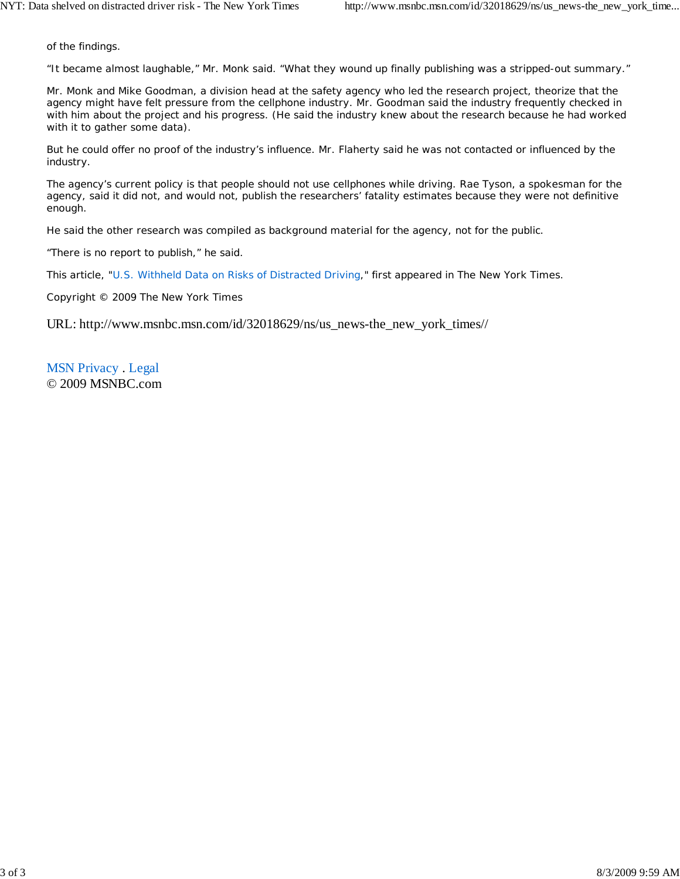of the findings.

“It became almost laughable,” Mr. Monk said. “What they wound up finally publishing was a stripped-out summary.”

Mr. Monk and Mike Goodman, a division head at the safety agency who led the research project, theorize that the agency might have felt pressure from the cellphone industry. Mr. Goodman said the industry frequently checked in with him about the project and his progress. (He said the industry knew about the research because he had worked with it to gather some data).

But he could offer no proof of the industry’s influence. Mr. Flaherty said he was not contacted or influenced by the industry.

The agency’s current policy is that people should not use cellphones while driving. Rae Tyson, a spokesman for the agency, said it did not, and would not, publish the researchers’ fatality estimates because they were not definitive enough.

He said the other research was compiled as background material for the agency, not for the public.

“There is no report to publish,” he said.

This article, "U.S. Withheld Data on Risks of Distracted Driving," first appeared in The New York Times.

Copyright © 2009 The New York Times

URL: http://www.msnbc.msn.com/id/32018629/ns/us_news-the_new_york_times//

MSN Privacy . Legal
© 2009 MSNBC.com